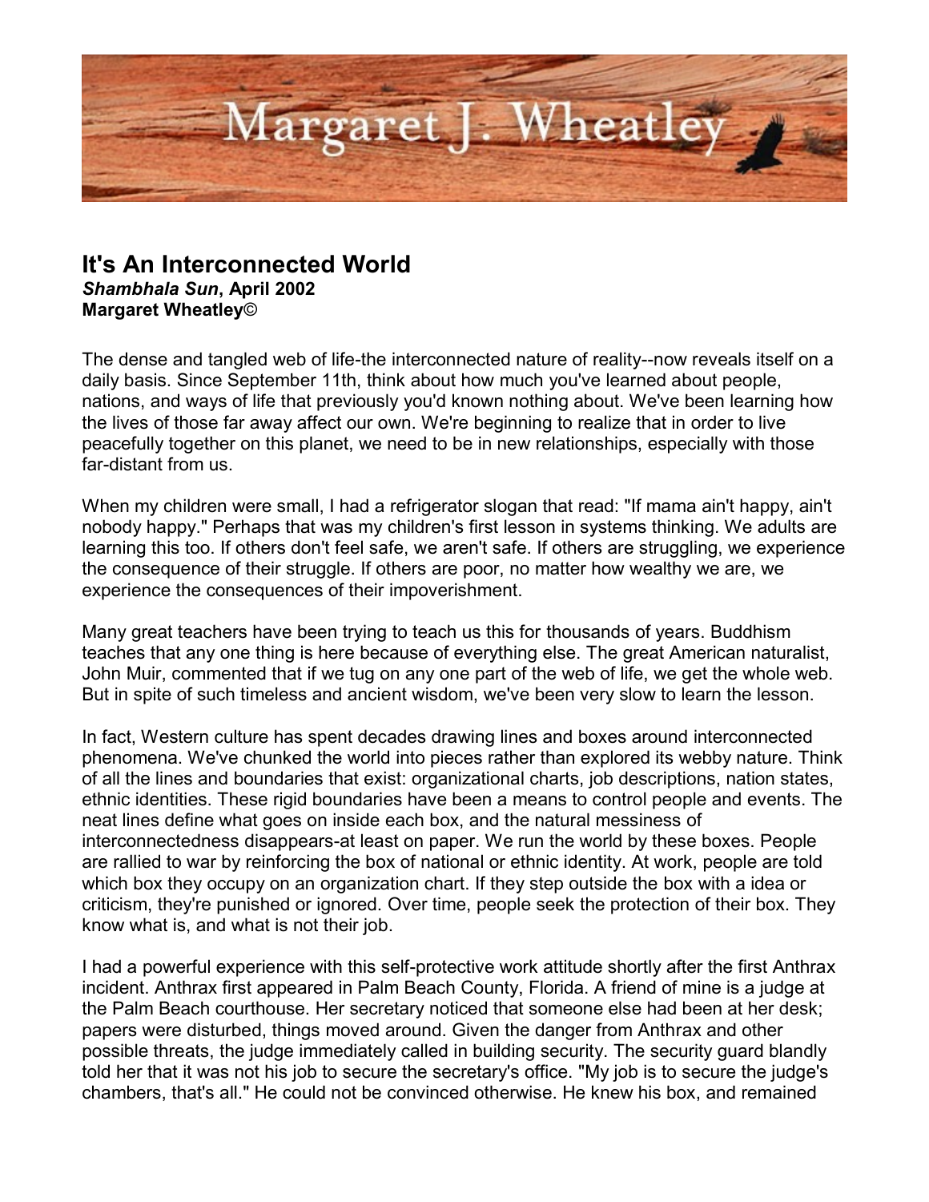# It's An Interconnected World

***Shambhala Sun*, April 2002**
**Margaret Wheatley©**

The dense and tangled web of life-the interconnected nature of reality--now reveals itself on a daily basis. Since September 11th, think about how much you've learned about people, nations, and ways of life that previously you'd known nothing about. We've been learning how the lives of those far away affect our own. We're beginning to realize that in order to live peacefully together on this planet, we need to be in new relationships, especially with those far-distant from us.

When my children were small, I had a refrigerator slogan that read: "If mama ain't happy, ain't nobody happy." Perhaps that was my children's first lesson in systems thinking. We adults are learning this too. If others don't feel safe, we aren't safe. If others are struggling, we experience the consequence of their struggle. If others are poor, no matter how wealthy we are, we experience the consequences of their impoverishment.

Many great teachers have been trying to teach us this for thousands of years. Buddhism teaches that any one thing is here because of everything else. The great American naturalist, John Muir, commented that if we tug on any one part of the web of life, we get the whole web. But in spite of such timeless and ancient wisdom, we've been very slow to learn the lesson.

In fact, Western culture has spent decades drawing lines and boxes around interconnected phenomena. We've chunked the world into pieces rather than explored its webby nature. Think of all the lines and boundaries that exist: organizational charts, job descriptions, nation states, ethnic identities. These rigid boundaries have been a means to control people and events. The neat lines define what goes on inside each box, and the natural messiness of interconnectedness disappears-at least on paper. We run the world by these boxes. People are rallied to war by reinforcing the box of national or ethnic identity. At work, people are told which box they occupy on an organization chart. If they step outside the box with a idea or criticism, they're punished or ignored. Over time, people seek the protection of their box. They know what is, and what is not their job.

I had a powerful experience with this self-protective work attitude shortly after the first Anthrax incident. Anthrax first appeared in Palm Beach County, Florida. A friend of mine is a judge at the Palm Beach courthouse. Her secretary noticed that someone else had been at her desk; papers were disturbed, things moved around. Given the danger from Anthrax and other possible threats, the judge immediately called in building security. The security guard blandly told her that it was not his job to secure the secretary's office. "My job is to secure the judge's chambers, that's all." He could not be convinced otherwise. He knew his box, and remained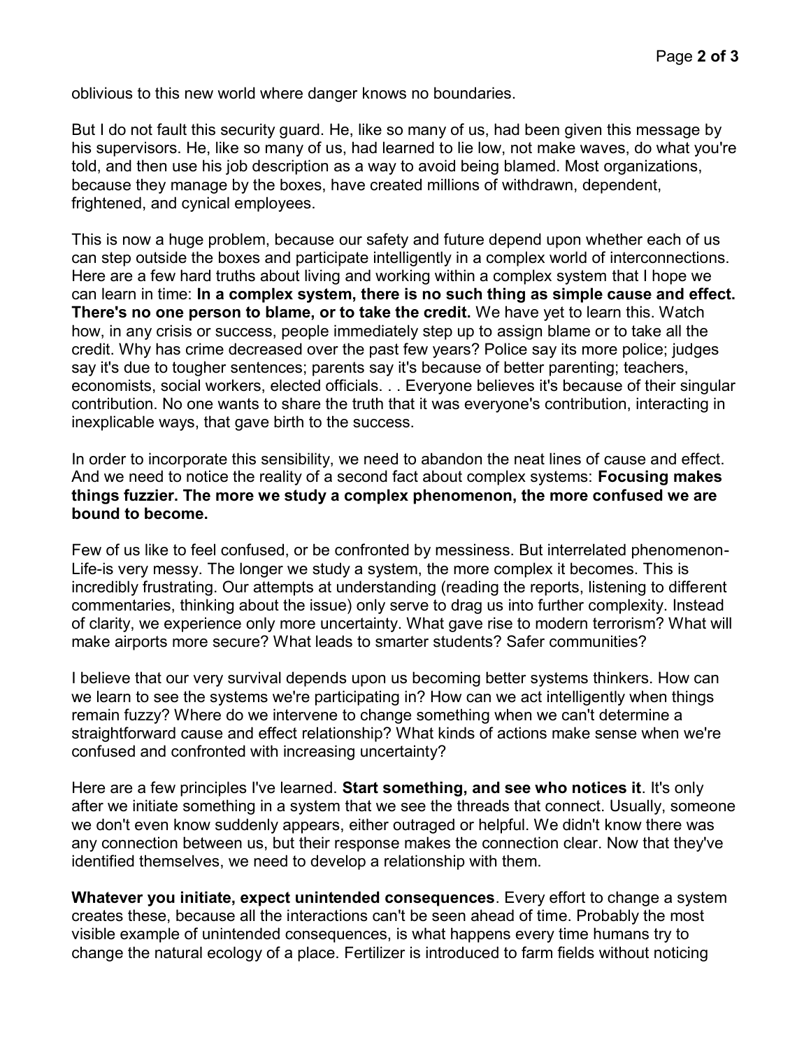oblivious to this new world where danger knows no boundaries.

But I do not fault this security guard. He, like so many of us, had been given this message by his supervisors. He, like so many of us, had learned to lie low, not make waves, do what you're told, and then use his job description as a way to avoid being blamed. Most organizations, because they manage by the boxes, have created millions of withdrawn, dependent, frightened, and cynical employees.

This is now a huge problem, because our safety and future depend upon whether each of us can step outside the boxes and participate intelligently in a complex world of interconnections. Here are a few hard truths about living and working within a complex system that I hope we can learn in time: **In a complex system, there is no such thing as simple cause and effect. There's no one person to blame, or to take the credit.** We have yet to learn this. Watch how, in any crisis or success, people immediately step up to assign blame or to take all the credit. Why has crime decreased over the past few years? Police say its more police; judges say it's due to tougher sentences; parents say it's because of better parenting; teachers, economists, social workers, elected officials. . . Everyone believes it's because of their singular contribution. No one wants to share the truth that it was everyone's contribution, interacting in inexplicable ways, that gave birth to the success.

In order to incorporate this sensibility, we need to abandon the neat lines of cause and effect. And we need to notice the reality of a second fact about complex systems: **Focusing makes things fuzzier. The more we study a complex phenomenon, the more confused we are bound to become.**

Few of us like to feel confused, or be confronted by messiness. But interrelated phenomenon-Life-is very messy. The longer we study a system, the more complex it becomes. This is incredibly frustrating. Our attempts at understanding (reading the reports, listening to different commentaries, thinking about the issue) only serve to drag us into further complexity. Instead of clarity, we experience only more uncertainty. What gave rise to modern terrorism? What will make airports more secure? What leads to smarter students? Safer communities?

I believe that our very survival depends upon us becoming better systems thinkers. How can we learn to see the systems we're participating in? How can we act intelligently when things remain fuzzy? Where do we intervene to change something when we can't determine a straightforward cause and effect relationship? What kinds of actions make sense when we're confused and confronted with increasing uncertainty?

Here are a few principles I've learned. **Start something, and see who notices it**. It's only after we initiate something in a system that we see the threads that connect. Usually, someone we don't even know suddenly appears, either outraged or helpful. We didn't know there was any connection between us, but their response makes the connection clear. Now that they've identified themselves, we need to develop a relationship with them.

**Whatever you initiate, expect unintended consequences**. Every effort to change a system creates these, because all the interactions can't be seen ahead of time. Probably the most visible example of unintended consequences, is what happens every time humans try to change the natural ecology of a place. Fertilizer is introduced to farm fields without noticing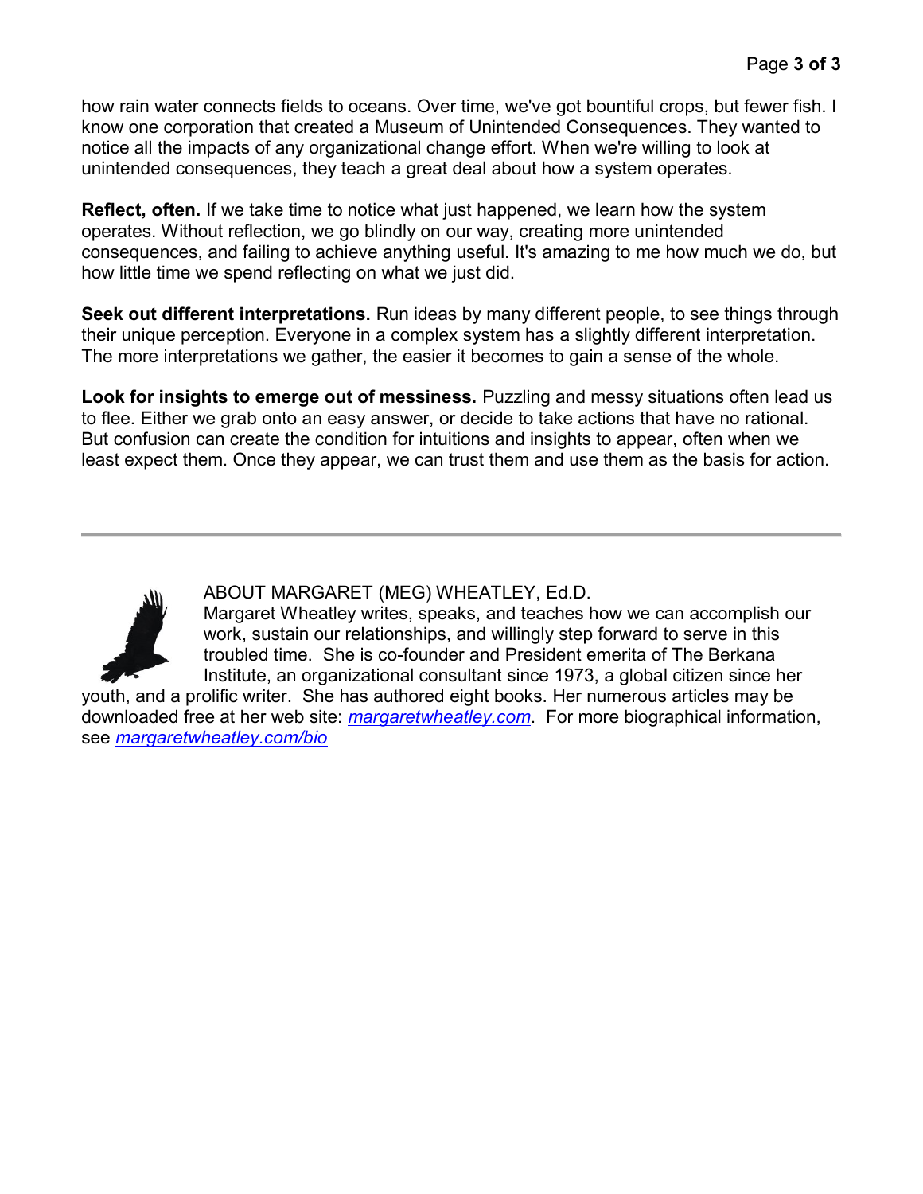how rain water connects fields to oceans. Over time, we've got bountiful crops, but fewer fish. I know one corporation that created a Museum of Unintended Consequences. They wanted to notice all the impacts of any organizational change effort. When we're willing to look at unintended consequences, they teach a great deal about how a system operates.

**Reflect, often.** If we take time to notice what just happened, we learn how the system operates. Without reflection, we go blindly on our way, creating more unintended consequences, and failing to achieve anything useful. It's amazing to me how much we do, but how little time we spend reflecting on what we just did.

**Seek out different interpretations.** Run ideas by many different people, to see things through their unique perception. Everyone in a complex system has a slightly different interpretation. The more interpretations we gather, the easier it becomes to gain a sense of the whole.

**Look for insights to emerge out of messiness.** Puzzling and messy situations often lead us to flee. Either we grab onto an easy answer, or decide to take actions that have no rational. But confusion can create the condition for intuitions and insights to appear, often when we least expect them. Once they appear, we can trust them and use them as the basis for action.

---

ABOUT MARGARET (MEG) WHEATLEY, Ed.D.

Margaret Wheatley writes, speaks, and teaches how we can accomplish our work, sustain our relationships, and willingly step forward to serve in this troubled time. She is co-founder and President emerita of The Berkana Institute, an organizational consultant since 1973, a global citizen since her youth, and a prolific writer. She has authored eight books. Her numerous articles may be downloaded free at her web site: *margaretwheatley.com*. For more biographical information, see *margaretwheatley.com/bio*